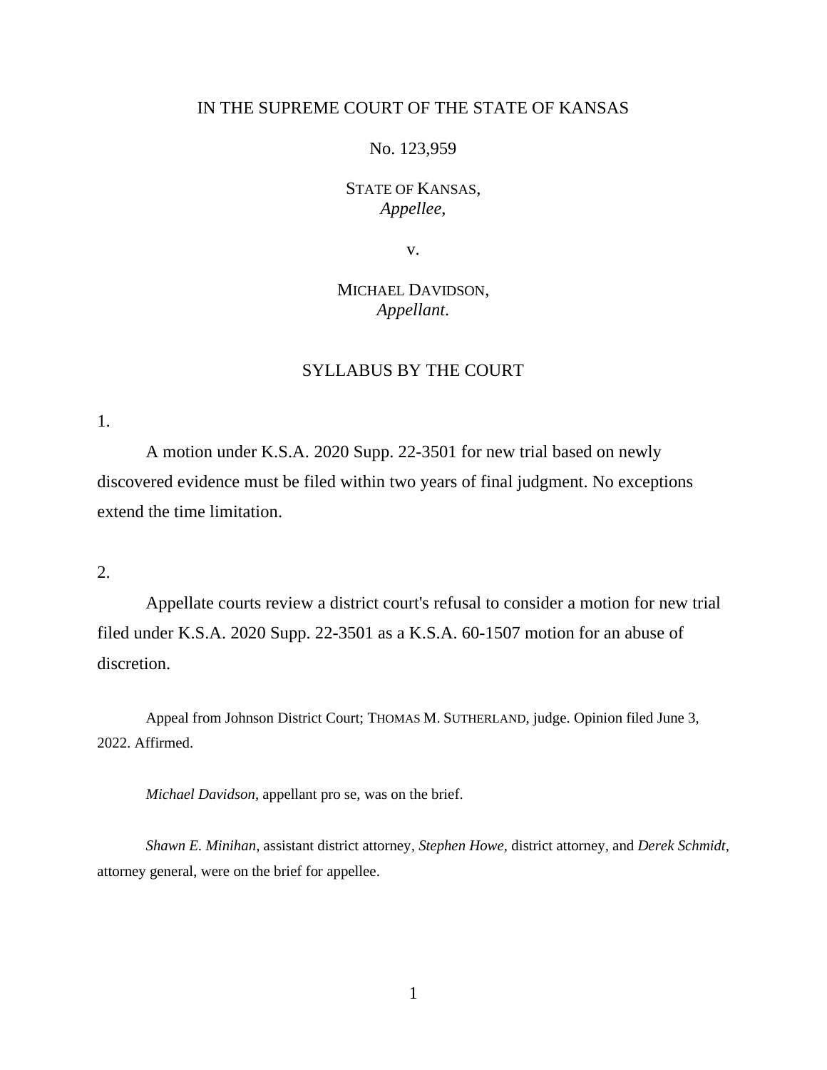IN THE SUPREME COURT OF THE STATE OF KANSAS

No. 123,959

STATE OF KANSAS,
*Appellee*,

v.

MICHAEL DAVIDSON,
*Appellant*.

SYLLABUS BY THE COURT

1.

A motion under K.S.A. 2020 Supp. 22-3501 for new trial based on newly discovered evidence must be filed within two years of final judgment. No exceptions extend the time limitation.

2.

Appellate courts review a district court's refusal to consider a motion for new trial filed under K.S.A. 2020 Supp. 22-3501 as a K.S.A. 60-1507 motion for an abuse of discretion.

Appeal from Johnson District Court; THOMAS M. SUTHERLAND, judge. Opinion filed June 3, 2022. Affirmed.

*Michael Davidson*, appellant pro se, was on the brief.

*Shawn E. Minihan*, assistant district attorney, *Stephen Howe*, district attorney, and *Derek Schmidt*, attorney general, were on the brief for appellee.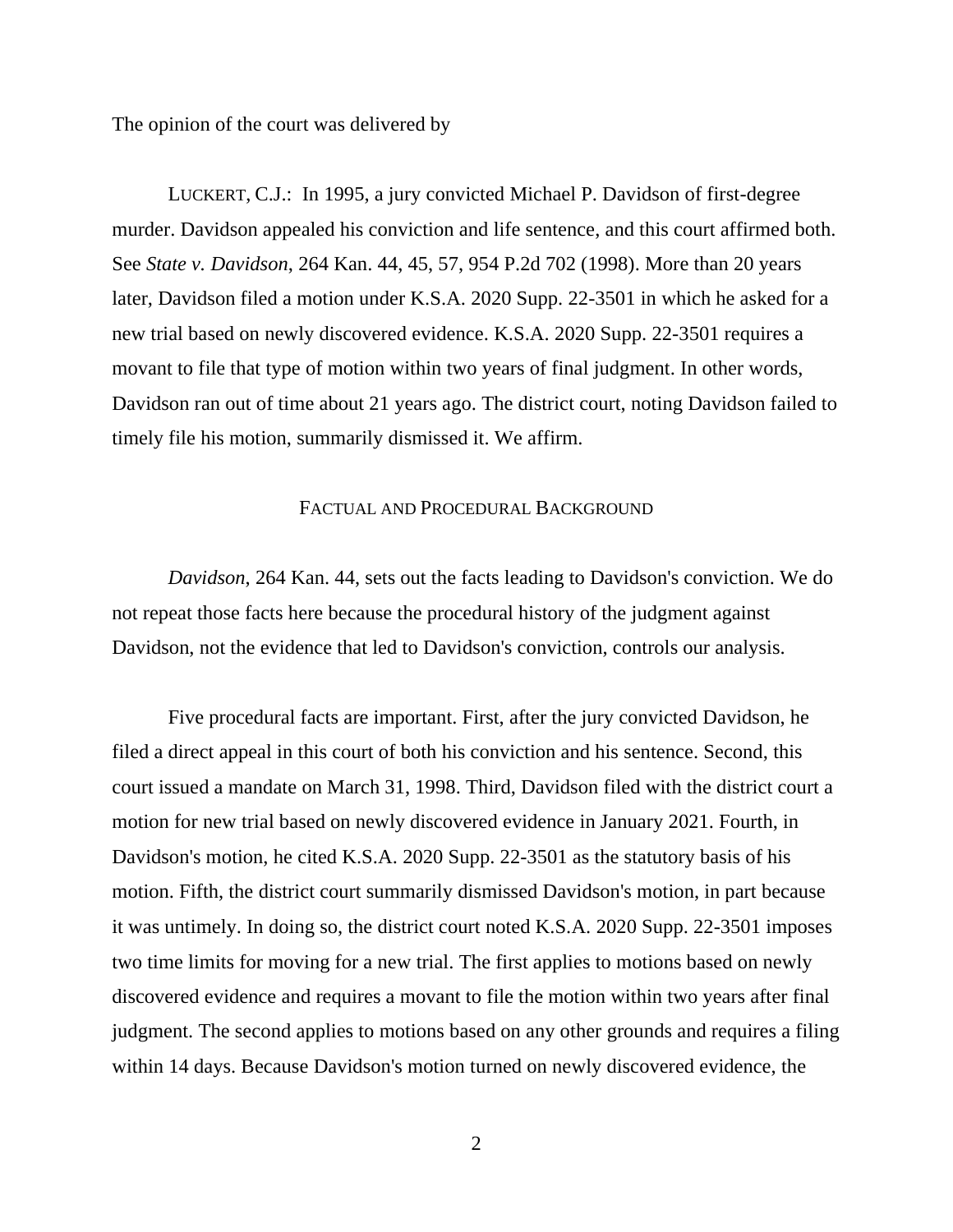The opinion of the court was delivered by

LUCKERT, C.J.: In 1995, a jury convicted Michael P. Davidson of first-degree murder. Davidson appealed his conviction and life sentence, and this court affirmed both. See *State v. Davidson*, 264 Kan. 44, 45, 57, 954 P.2d 702 (1998). More than 20 years later, Davidson filed a motion under K.S.A. 2020 Supp. 22-3501 in which he asked for a new trial based on newly discovered evidence. K.S.A. 2020 Supp. 22-3501 requires a movant to file that type of motion within two years of final judgment. In other words, Davidson ran out of time about 21 years ago. The district court, noting Davidson failed to timely file his motion, summarily dismissed it. We affirm.

## FACTUAL AND PROCEDURAL BACKGROUND

*Davidson*, 264 Kan. 44, sets out the facts leading to Davidson's conviction. We do not repeat those facts here because the procedural history of the judgment against Davidson, not the evidence that led to Davidson's conviction, controls our analysis.

Five procedural facts are important. First, after the jury convicted Davidson, he filed a direct appeal in this court of both his conviction and his sentence. Second, this court issued a mandate on March 31, 1998. Third, Davidson filed with the district court a motion for new trial based on newly discovered evidence in January 2021. Fourth, in Davidson's motion, he cited K.S.A. 2020 Supp. 22-3501 as the statutory basis of his motion. Fifth, the district court summarily dismissed Davidson's motion, in part because it was untimely. In doing so, the district court noted K.S.A. 2020 Supp. 22-3501 imposes two time limits for moving for a new trial. The first applies to motions based on newly discovered evidence and requires a movant to file the motion within two years after final judgment. The second applies to motions based on any other grounds and requires a filing within 14 days. Because Davidson's motion turned on newly discovered evidence, the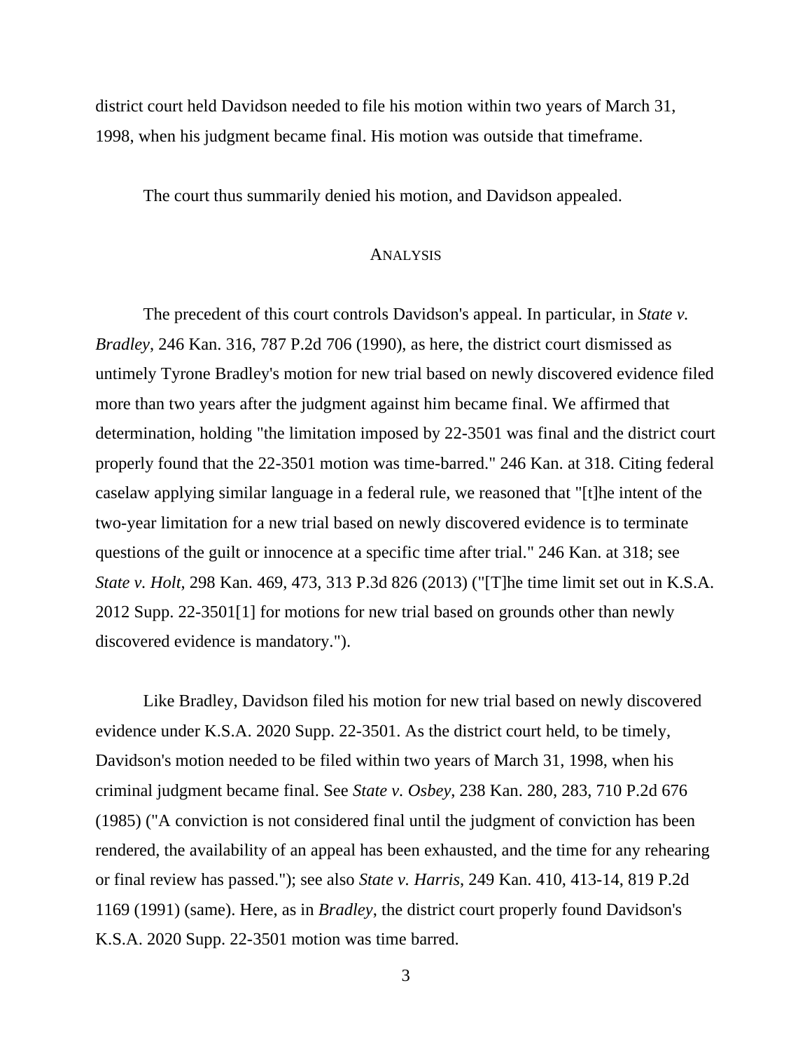district court held Davidson needed to file his motion within two years of March 31, 1998, when his judgment became final. His motion was outside that timeframe.

The court thus summarily denied his motion, and Davidson appealed.

## ANALYSIS

The precedent of this court controls Davidson's appeal. In particular, in *State v. Bradley*, 246 Kan. 316, 787 P.2d 706 (1990), as here, the district court dismissed as untimely Tyrone Bradley's motion for new trial based on newly discovered evidence filed more than two years after the judgment against him became final. We affirmed that determination, holding "the limitation imposed by 22-3501 was final and the district court properly found that the 22-3501 motion was time-barred." 246 Kan. at 318. Citing federal caselaw applying similar language in a federal rule, we reasoned that "[t]he intent of the two-year limitation for a new trial based on newly discovered evidence is to terminate questions of the guilt or innocence at a specific time after trial." 246 Kan. at 318; see *State v. Holt*, 298 Kan. 469, 473, 313 P.3d 826 (2013) ("[T]he time limit set out in K.S.A. 2012 Supp. 22-3501[1] for motions for new trial based on grounds other than newly discovered evidence is mandatory.").

Like Bradley, Davidson filed his motion for new trial based on newly discovered evidence under K.S.A. 2020 Supp. 22-3501. As the district court held, to be timely, Davidson's motion needed to be filed within two years of March 31, 1998, when his criminal judgment became final. See *State v. Osbey*, 238 Kan. 280, 283, 710 P.2d 676 (1985) ("A conviction is not considered final until the judgment of conviction has been rendered, the availability of an appeal has been exhausted, and the time for any rehearing or final review has passed."); see also *State v. Harris*, 249 Kan. 410, 413-14, 819 P.2d 1169 (1991) (same). Here, as in *Bradley*, the district court properly found Davidson's K.S.A. 2020 Supp. 22-3501 motion was time barred.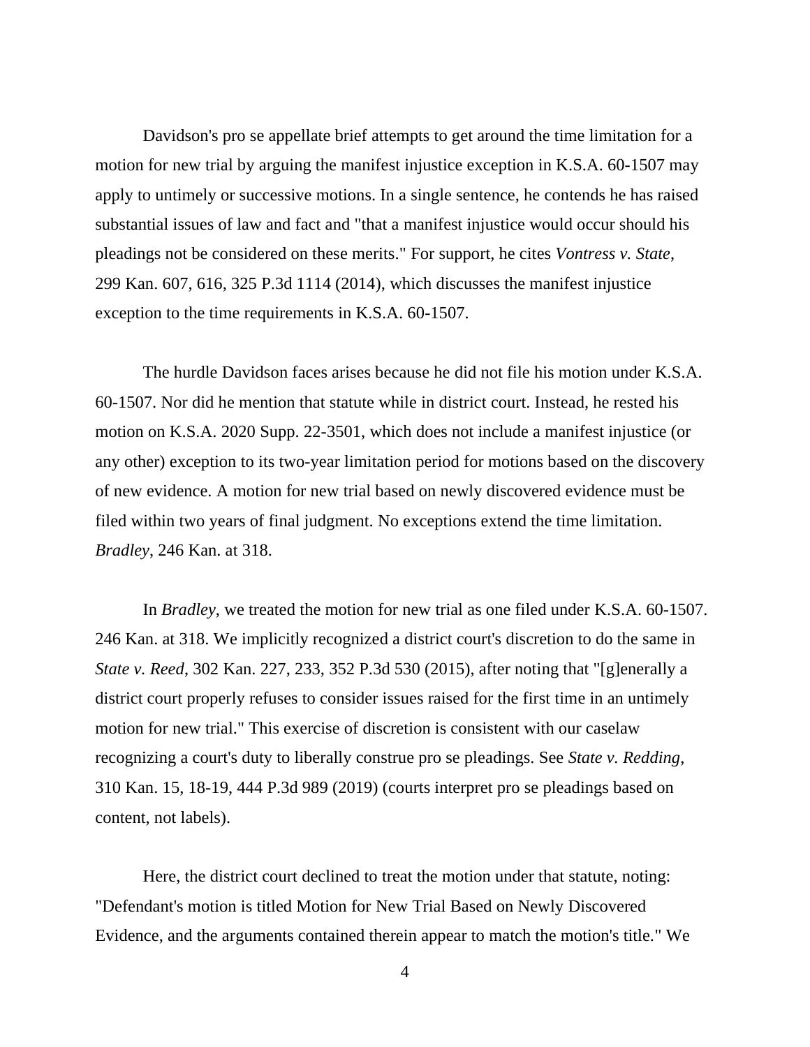Davidson's pro se appellate brief attempts to get around the time limitation for a motion for new trial by arguing the manifest injustice exception in K.S.A. 60-1507 may apply to untimely or successive motions. In a single sentence, he contends he has raised substantial issues of law and fact and "that a manifest injustice would occur should his pleadings not be considered on these merits." For support, he cites *Vontress v. State*, 299 Kan. 607, 616, 325 P.3d 1114 (2014), which discusses the manifest injustice exception to the time requirements in K.S.A. 60-1507.

The hurdle Davidson faces arises because he did not file his motion under K.S.A. 60-1507. Nor did he mention that statute while in district court. Instead, he rested his motion on K.S.A. 2020 Supp. 22-3501, which does not include a manifest injustice (or any other) exception to its two-year limitation period for motions based on the discovery of new evidence. A motion for new trial based on newly discovered evidence must be filed within two years of final judgment. No exceptions extend the time limitation. *Bradley*, 246 Kan. at 318.

In *Bradley*, we treated the motion for new trial as one filed under K.S.A. 60-1507. 246 Kan. at 318. We implicitly recognized a district court's discretion to do the same in *State v. Reed*, 302 Kan. 227, 233, 352 P.3d 530 (2015), after noting that "[g]enerally a district court properly refuses to consider issues raised for the first time in an untimely motion for new trial." This exercise of discretion is consistent with our caselaw recognizing a court's duty to liberally construe pro se pleadings. See *State v. Redding*, 310 Kan. 15, 18-19, 444 P.3d 989 (2019) (courts interpret pro se pleadings based on content, not labels).

Here, the district court declined to treat the motion under that statute, noting: "Defendant's motion is titled Motion for New Trial Based on Newly Discovered Evidence, and the arguments contained therein appear to match the motion's title." We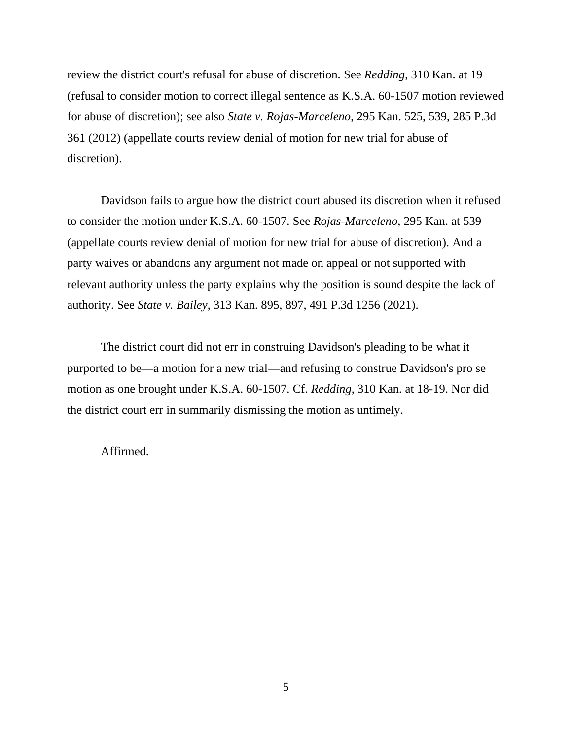review the district court's refusal for abuse of discretion. See *Redding*, 310 Kan. at 19 (refusal to consider motion to correct illegal sentence as K.S.A. 60-1507 motion reviewed for abuse of discretion); see also *State v. Rojas-Marceleno*, 295 Kan. 525, 539, 285 P.3d 361 (2012) (appellate courts review denial of motion for new trial for abuse of discretion).

Davidson fails to argue how the district court abused its discretion when it refused to consider the motion under K.S.A. 60-1507. See *Rojas-Marceleno*, 295 Kan. at 539 (appellate courts review denial of motion for new trial for abuse of discretion). And a party waives or abandons any argument not made on appeal or not supported with relevant authority unless the party explains why the position is sound despite the lack of authority. See *State v. Bailey*, 313 Kan. 895, 897, 491 P.3d 1256 (2021).

The district court did not err in construing Davidson's pleading to be what it purported to be—a motion for a new trial—and refusing to construe Davidson's pro se motion as one brought under K.S.A. 60-1507. Cf. *Redding*, 310 Kan. at 18-19. Nor did the district court err in summarily dismissing the motion as untimely.

Affirmed.